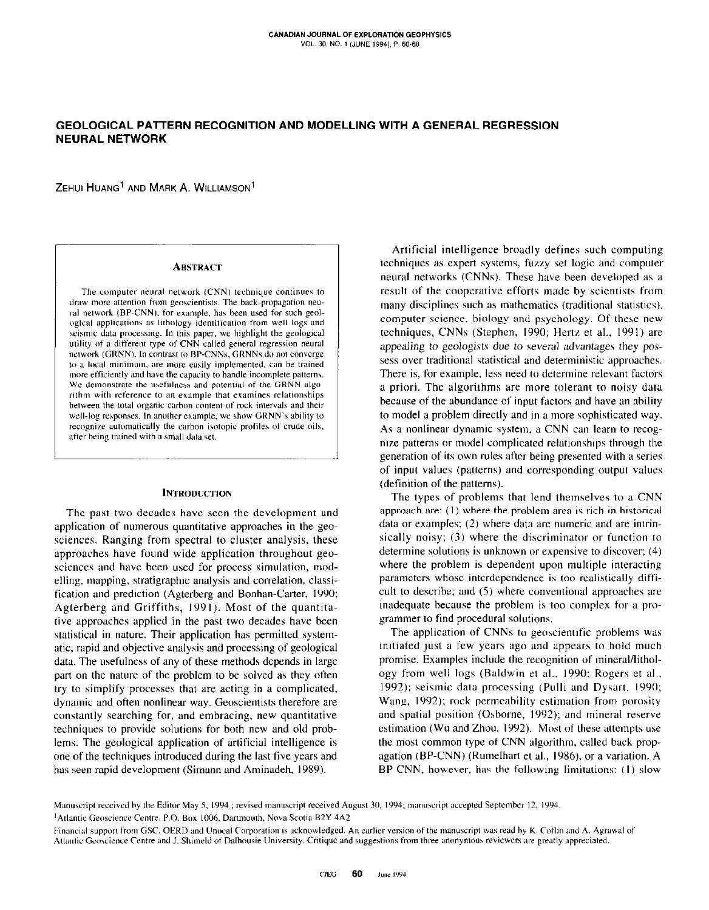# GEOLOGICAL PATTERN RECOGNITION AND MODELLING WITH A GENERAL REGRESSION NEURAL NETWORK

ZEHUI HUANG[1] AND MARK A. WILLIAMSON[1]

## ABSTRACT

The computer neural network (CNN) technique continues to draw more attention from geoscientists. The back-propagation neural network (BP-CNN), for example, has been used for such geological applications as lithology identification from well logs and seismic data processing. In this paper, we highlight the geological utility of a different type of CNN called general regression neural network (GRNN). In contrast to BP-CNNs, GRNNs do not converge to a local minimum, are more easily implemented, can be trained more efficiently and have the capacity to handle incomplete patterns. We demonstrate the usefulness and potential of the GRNN algorithm with reference to an example that examines relationships between the total organic carbon content of rock intervals and their well-log responses. In another example, we show GRNN's ability to recognize automatically the carbon isotopic profiles of crude oils, after being trained with a small data set.

## INTRODUCTION

The past two decades have seen the development and application of numerous quantitative approaches in the geosciences. Ranging from spectral to cluster analysis, these approaches have found wide application throughout geosciences and have been used for process simulation, modelling, mapping, stratigraphic analysis and correlation, classification and prediction (Agterberg and Bonhan-Carter, 1990; Agterberg and Griffiths, 1991). Most of the quantitative approaches applied in the past two decades have been statistical in nature. Their application has permitted systematic, rapid and objective analysis and processing of geological data. The usefulness of any of these methods depends in large part on the nature of the problem to be solved as they often try to simplify processes that are acting in a complicated, dynamic and often nonlinear way. Geoscientists therefore are constantly searching for, and embracing, new quantitative techniques to provide solutions for both new and old problems. The geological application of artificial intelligence is one of the techniques introduced during the last five years and has seen rapid development (Simann and Aminadeh, 1989).

Artificial intelligence broadly defines such computing techniques as expert systems, fuzzy set logic and computer neural networks (CNNs). These have been developed as a result of the cooperative efforts made by scientists from many disciplines such as mathematics (traditional statistics), computer science, biology and psychology. Of these new techniques, CNNs (Stephen, 1990; Hertz et al., 1991) are appealing to geologists due to several advantages they possess over traditional statistical and deterministic approaches. There is, for example, less need to determine relevant factors a priori. The algorithms are more tolerant to noisy data because of the abundance of input factors and have an ability to model a problem directly and in a more sophisticated way. As a nonlinear dynamic system, a CNN can learn to recognize patterns or model complicated relationships through the generation of its own rules after being presented with a series of input values (patterns) and corresponding output values (definition of the patterns).

The types of problems that lend themselves to a CNN approach are: (1) where the problem area is rich in historical data or examples; (2) where data are numeric and are intrinsically noisy; (3) where the discriminator or function to determine solutions is unknown or expensive to discover; (4) where the problem is dependent upon multiple interacting parameters whose interdependence is too realistically difficult to describe; and (5) where conventional approaches are inadequate because the problem is too complex for a programmer to find procedural solutions.

The application of CNNs to geoscientific problems was initiated just a few years ago and appears to hold much promise. Examples include the recognition of mineral/lithology from well logs (Baldwin et al., 1990; Rogers et al., 1992); seismic data processing (Pulli and Dysart, 1990; Wang, 1992); rock permeability estimation from porosity and spatial position (Osborne, 1992); and mineral reserve estimation (Wu and Zhou, 1992). Most of these attempts use the most common type of CNN algorithm, called back propagation (BP-CNN) (Rumelhart et al., 1986), or a variation. A BP CNN, however, has the following limitations: (1) slow

Manuscript received by the Editor May 5, 1994 ; revised manuscript received August 30, 1994; manuscript accepted September 12, 1994.

[1]Atlantic Geoscience Centre, P.O. Box 1006, Dartmouth, Nova Scotia B2Y 4A2

Financial support from GSC, OERD and Unocal Corporation is acknowledged. An earlier version of the manuscript was read by K. Coflin and A. Agrawal of Atlantic Geoscience Centre and J. Shimeld of Dalhousie University. Critique and suggestions from three anonymous reviewers are greatly appreciated.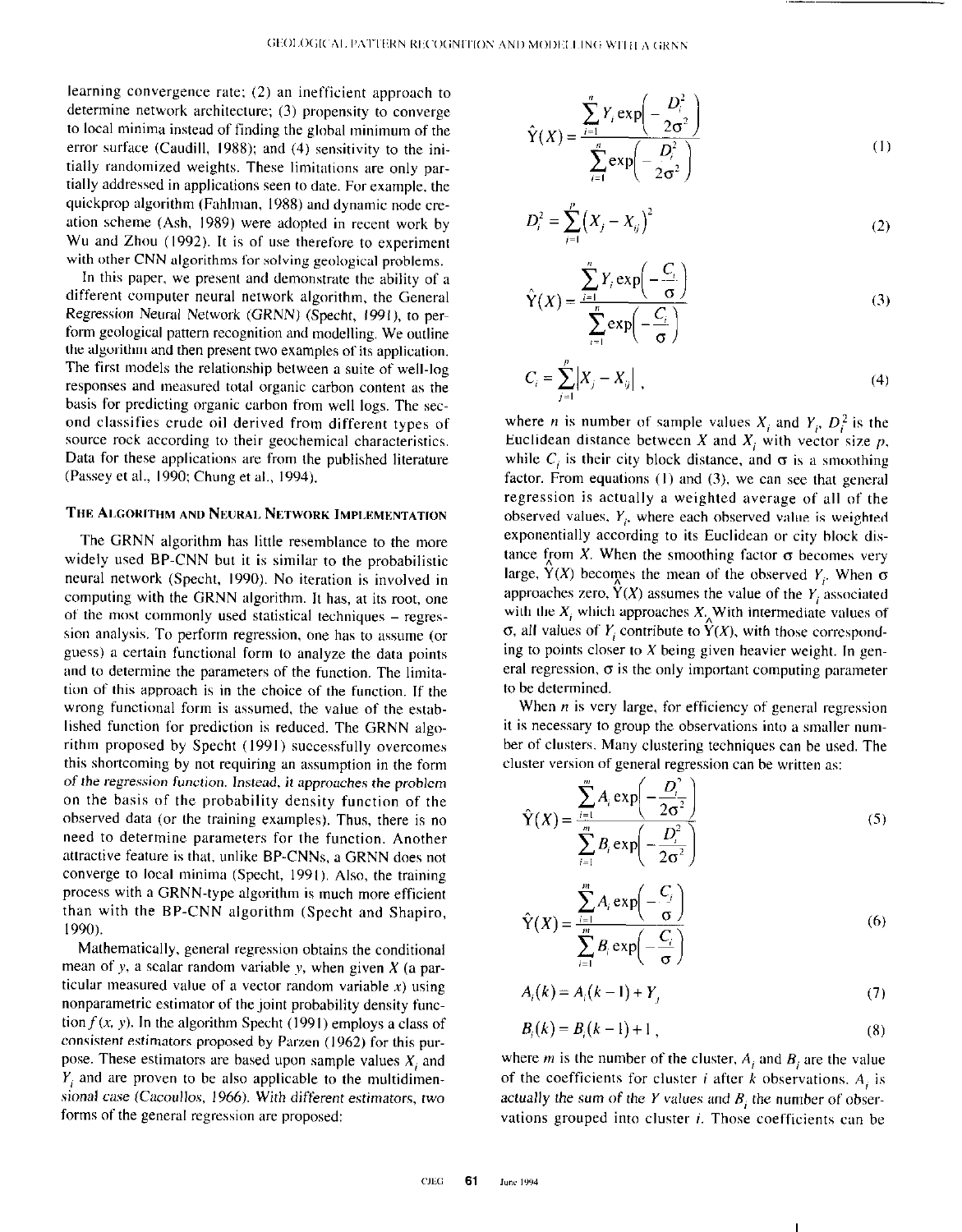learning convergence rate; (2) an inefficient approach to determine network architecture; (3) propensity to converge to local minima instead of finding the global minimum of the error surface (Caudill, 1988); and (4) sensitivity to the initially randomized weights. These limitations are only partially addressed in applications seen to date. For example, the quickprop algorithm (Fahlman, 1988) and dynamic node creation scheme (Ash, 1989) were adopted in recent work by Wu and Zhou (1992). It is of use therefore to experiment with other CNN algorithms for solving geological problems.

In this paper, we present and demonstrate the ability of a different computer neural network algorithm, the General Regression Neural Network (GRNN) (Specht, 1991), to perform geological pattern recognition and modelling. We outline the algorithm and then present two examples of its application. The first models the relationship between a suite of well-log responses and measured total organic carbon content as the basis for predicting organic carbon from well logs. The second classifies crude oil derived from different types of source rock according to their geochemical characteristics. Data for these applications are from the published literature (Passey et al., 1990; Chung et al., 1994).

## The Algorithm and Neural Network Implementation

The GRNN algorithm has little resemblance to the more widely used BP-CNN but it is similar to the probabilistic neural network (Specht, 1990). No iteration is involved in computing with the GRNN algorithm. It has, at its root, one of the most commonly used statistical techniques – regression analysis. To perform regression, one has to assume (or guess) a certain functional form to analyze the data points and to determine the parameters of the function. The limitation of this approach is in the choice of the function. If the wrong functional form is assumed, the value of the established function for prediction is reduced. The GRNN algorithm proposed by Specht (1991) successfully overcomes this shortcoming by not requiring an assumption in the form of the regression function. Instead, it approaches the problem on the basis of the probability density function of the observed data (or the training examples). Thus, there is no need to determine parameters for the function. Another attractive feature is that, unlike BP-CNNs, a GRNN does not converge to local minima (Specht, 1991). Also, the training process with a GRNN-type algorithm is much more efficient than with the BP-CNN algorithm (Specht and Shapiro, 1990).

Mathematically, general regression obtains the conditional mean of $y$, a scalar random variable $y$, when given $X$ (a particular measured value of a vector random variable $x$) using nonparametric estimator of the joint probability density function $f(x, y)$. In the algorithm Specht (1991) employs a class of consistent estimators proposed by Parzen (1962) for this purpose. These estimators are based upon sample values $X_i$ and $Y_i$ and are proven to be also applicable to the multidimensional case (Cacoullos, 1966). With different estimators, two forms of the general regression are proposed:

$$\hat{Y}(X) = \frac{\sum_{i=1}^{n} Y_i \exp\left(-\frac{D_i^2}{2\sigma^2}\right)}{\sum_{i=1}^{n} \exp\left(-\frac{D_i^2}{2\sigma^2}\right)} \tag{1}$$

$$D_i^2 = \sum_{j=1}^{p} \left(X_j - X_{ij}\right)^2 \tag{2}$$

$$\hat{Y}(X) = \frac{\sum_{i=1}^{n} Y_i \exp\left(-\frac{C_i}{\sigma}\right)}{\sum_{i=1}^{n} \exp\left(-\frac{C_i}{\sigma}\right)} \tag{3}$$

$$C_i = \sum_{j=1}^{p} \left|X_j - X_{ij}\right| , \tag{4}$$

where $n$ is number of sample values $X_i$ and $Y_i$, $D_i^2$ is the Euclidean distance between $X$ and $X_i$ with vector size $p$, while $C_i$ is their city block distance, and $\sigma$ is a smoothing factor. From equations (1) and (3), we can see that general regression is actually a weighted average of all of the observed values, $Y_i$, where each observed value is weighted exponentially according to its Euclidean or city block distance from $X$. When the smoothing factor $\sigma$ becomes very large, $\hat{Y}(X)$ becomes the mean of the observed $Y_i$. When $\sigma$ approaches zero, $\hat{Y}(X)$ assumes the value of the $Y_i$ associated with the $X_i$ which approaches $X$. With intermediate values of $\sigma$, all values of $Y_i$ contribute to $\hat{Y}(X)$, with those corresponding to points closer to $X$ being given heavier weight. In general regression, $\sigma$ is the only important computing parameter to be determined.

When $n$ is very large, for efficiency of general regression it is necessary to group the observations into a smaller number of clusters. Many clustering techniques can be used. The cluster version of general regression can be written as:

$$\hat{Y}(X) = \frac{\sum_{i=1}^{m} A_i \exp\left(-\frac{D_i^2}{2\sigma^2}\right)}{\sum_{i=1}^{m} B_i \exp\left(-\frac{D_i^2}{2\sigma^2}\right)} \tag{5}$$

$$\hat{Y}(X) = \frac{\sum_{i=1}^{m} A_i \exp\left(-\frac{C_i}{\sigma}\right)}{\sum_{i=1}^{m} B_i \exp\left(-\frac{C_i}{\sigma}\right)} \tag{6}$$

$$A_i(k) = A_i(k-1) + Y_j \tag{7}$$

$$B_i(k) = B_i(k-1) + 1 , \tag{8}$$

where $m$ is the number of the cluster, $A_i$ and $B_i$ are the value of the coefficients for cluster $i$ after $k$ observations. $A_i$ is actually the sum of the $Y$ values and $B_i$ the number of observations grouped into cluster $i$. Those coefficients can be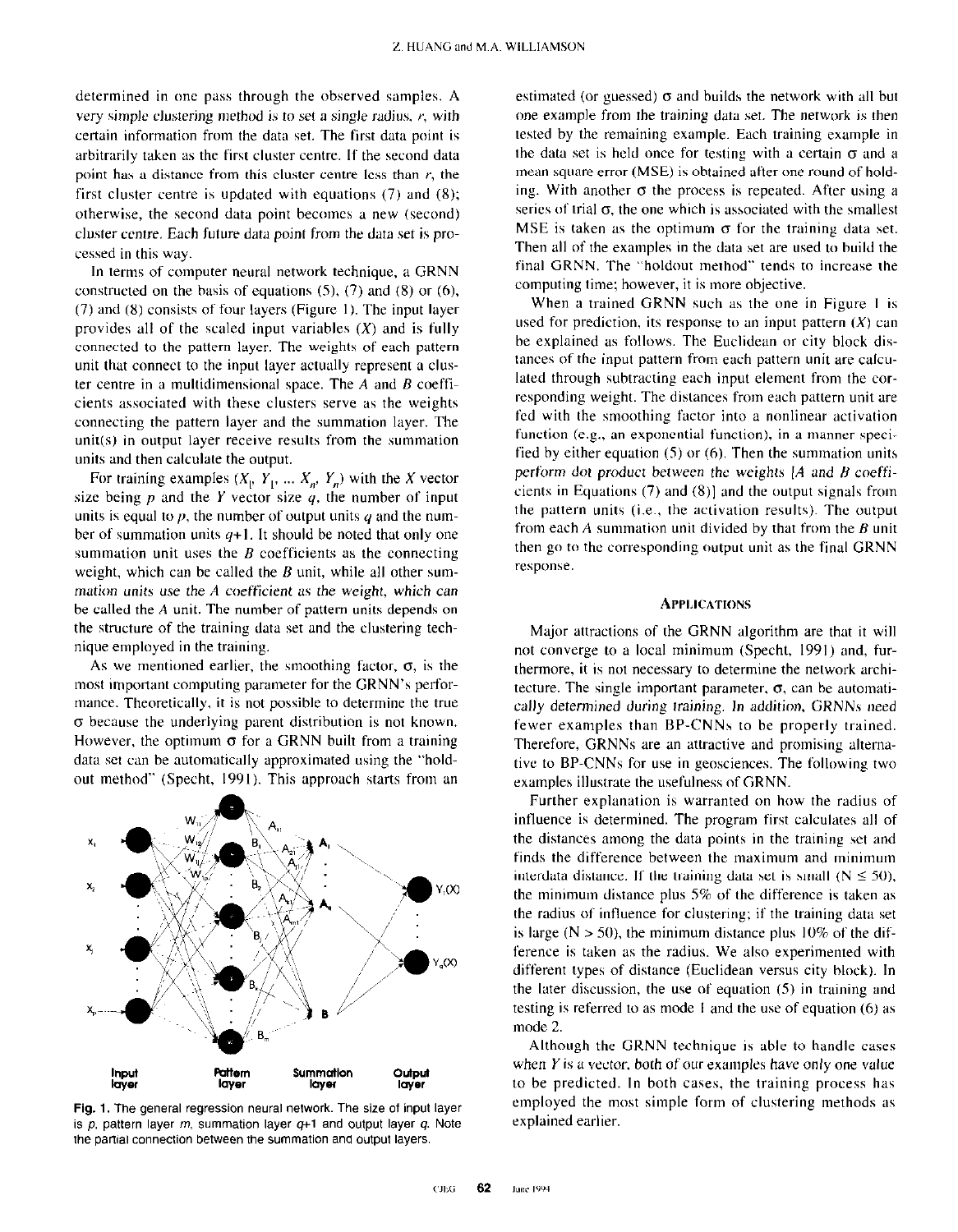determined in one pass through the observed samples. A very simple clustering method is to set a single radius, $r$, with certain information from the data set. The first data point is arbitrarily taken as the first cluster centre. If the second data point has a distance from this cluster centre less than $r$, the first cluster centre is updated with equations (7) and (8); otherwise, the second data point becomes a new (second) cluster centre. Each future data point from the data set is processed in this way.

In terms of computer neural network technique, a GRNN constructed on the basis of equations (5), (7) and (8) or (6), (7) and (8) consists of four layers (Figure 1). The input layer provides all of the scaled input variables ($X$) and is fully connected to the pattern layer. The weights of each pattern unit that connect to the input layer actually represent a cluster centre in a multidimensional space. The $A$ and $B$ coefficients associated with these clusters serve as the weights connecting the pattern layer and the summation layer. The unit(s) in output layer receive results from the summation units and then calculate the output.

For training examples ($X_1$, $Y_1$, ... $X_n$, $Y_n$) with the $X$ vector size being $p$ and the $Y$ vector size $q$, the number of input units is equal to $p$, the number of output units $q$ and the number of summation units $q$+1. It should be noted that only one summation unit uses the $B$ coefficients as the connecting weight, which can be called the $B$ unit, while all other summation units use the $A$ coefficient as the weight, which can be called the $A$ unit. The number of pattern units depends on the structure of the training data set and the clustering technique employed in the training.

As we mentioned earlier, the smoothing factor, $\sigma$, is the most important computing parameter for the GRNN's performance. Theoretically, it is not possible to determine the true $\sigma$ because the underlying parent distribution is not known. However, the optimum $\sigma$ for a GRNN built from a training data set can be automatically approximated using the "holdout method" (Specht, 1991). This approach starts from an estimated (or guessed) $\sigma$ and builds the network with all but one example from the training data set. The network is then tested by the remaining example. Each training example in the data set is held once for testing with a certain $\sigma$ and a mean square error (MSE) is obtained after one round of holding. With another $\sigma$ the process is repeated. After using a series of trial $\sigma$, the one which is associated with the smallest MSE is taken as the optimum $\sigma$ for the training data set. Then all of the examples in the data set are used to build the final GRNN. The "holdout method" tends to increase the computing time; however, it is more objective.

Fig. 1. The general regression neural network. The size of input layer is $p$, pattern layer $m$, summation layer $q$+1 and output layer $q$. Note the partial connection between the summation and output layers.

When a trained GRNN such as the one in Figure 1 is used for prediction, its response to an input pattern ($X$) can be explained as follows. The Euclidean or city block distances of the input pattern from each pattern unit are calculated through subtracting each input element from the corresponding weight. The distances from each pattern unit are fed with the smoothing factor into a nonlinear activation function (e.g., an exponential function), in a manner specified by either equation (5) or (6). Then the summation units perform dot product between the weights [$A$ and $B$ coefficients in Equations (7) and (8)] and the output signals from the pattern units (i.e., the activation results). The output from each $A$ summation unit divided by that from the $B$ unit then go to the corresponding output unit as the final GRNN response.

## APPLICATIONS

Major attractions of the GRNN algorithm are that it will not converge to a local minimum (Specht, 1991) and, furthermore, it is not necessary to determine the network architecture. The single important parameter, $\sigma$, can be automatically determined during training. In addition, GRNNs need fewer examples than BP-CNNs to be properly trained. Therefore, GRNNs are an attractive and promising alternative to BP-CNNs for use in geosciences. The following two examples illustrate the usefulness of GRNN.

Further explanation is warranted on how the radius of influence is determined. The program first calculates all of the distances among the data points in the training set and finds the difference between the maximum and minimum interdata distance. If the training data set is small ($N \leq 50$), the minimum distance plus 5% of the difference is taken as the radius of influence for clustering; if the training data set is large ($N > 50$), the minimum distance plus 10% of the difference is taken as the radius. We also experimented with different types of distance (Euclidean versus city block). In the later discussion, the use of equation (5) in training and testing is referred to as mode 1 and the use of equation (6) as mode 2.

Although the GRNN technique is able to handle cases when $Y$ is a vector, both of our examples have only one value to be predicted. In both cases, the training process has employed the most simple form of clustering methods as explained earlier.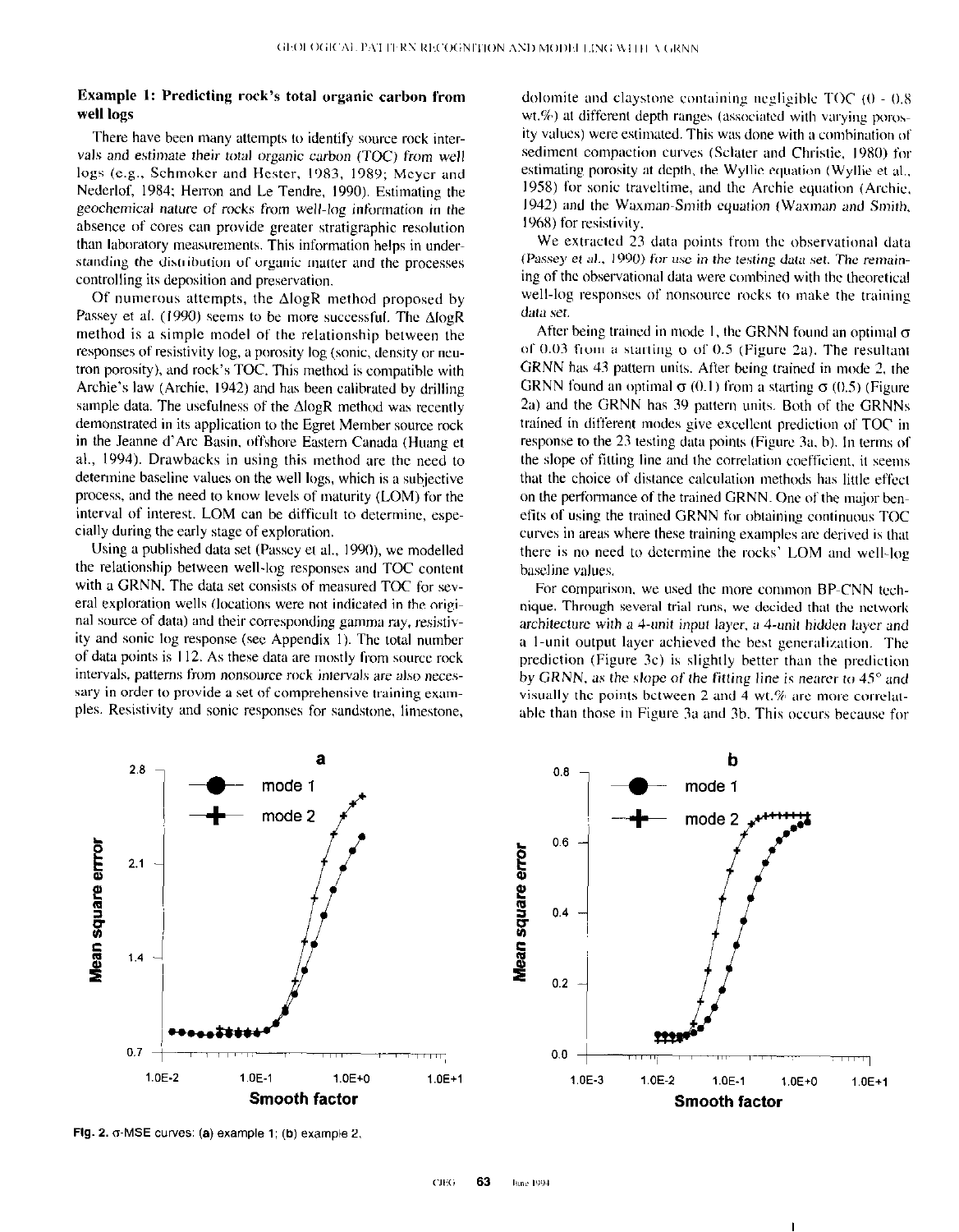### Example 1: Predicting rock's total organic carbon from well logs

There have been many attempts to identify source rock intervals and estimate their total organic carbon (TOC) from well logs (e.g., Schmoker and Hester, 1983, 1989; Meyer and Nederlof, 1984; Herron and Le Tendre, 1990). Estimating the geochemical nature of rocks from well-log information in the absence of cores can provide greater stratigraphic resolution than laboratory measurements. This information helps in understanding the distribution of organic matter and the processes controlling its deposition and preservation.

Of numerous attempts, the ΔlogR method proposed by Passey et al. (1990) seems to be more successful. The ΔlogR method is a simple model of the relationship between the responses of resistivity log, a porosity log (sonic, density or neutron porosity), and rock's TOC. This method is compatible with Archie's law (Archie, 1942) and has been calibrated by drilling sample data. The usefulness of the ΔlogR method was recently demonstrated in its application to the Egret Member source rock in the Jeanne d'Arc Basin, offshore Eastern Canada (Huang et al., 1994). Drawbacks in using this method are the need to determine baseline values on the well logs, which is a subjective process, and the need to know levels of maturity (LOM) for the interval of interest. LOM can be difficult to determine, especially during the early stage of exploration.

Using a published data set (Passey et al., 1990), we modelled the relationship between well-log responses and TOC content with a GRNN. The data set consists of measured TOC for several exploration wells (locations were not indicated in the original source of data) and their corresponding gamma ray, resistivity and sonic log response (see Appendix 1). The total number of data points is 112. As these data are mostly from source rock intervals, patterns from nonsource rock intervals are also necessary in order to provide a set of comprehensive training examples. Resistivity and sonic responses for sandstone, limestone, dolomite and claystone containing negligible TOC (0 - 0.8 wt.%) at different depth ranges (associated with varying porosity values) were estimated. This was done with a combination of sediment compaction curves (Sclater and Christie, 1980) for estimating porosity at depth, the Wyllie equation (Wyllie et al., 1958) for sonic traveltime, and the Archie equation (Archie, 1942) and the Waxman-Smith equation (Waxman and Smith, 1968) for resistivity.

We extracted 23 data points from the observational data (Passey et al., 1990) for use in the testing data set. The remaining of the observational data were combined with the theoretical well-log responses of nonsource rocks to make the training data set.

After being trained in mode 1, the GRNN found an optimal σ of 0.03 from a starting σ of 0.5 (Figure 2a). The resultant GRNN has 43 pattern units. After being trained in mode 2, the GRNN found an optimal σ (0.1) from a starting σ (0.5) (Figure 2a) and the GRNN has 39 pattern units. Both of the GRNNs trained in different modes give excellent prediction of TOC in response to the 23 testing data points (Figure 3a, b). In terms of the slope of fitting line and the correlation coefficient, it seems that the choice of distance calculation methods has little effect on the performance of the trained GRNN. One of the major benefits of using the trained GRNN for obtaining continuous TOC curves in areas where these training examples are derived is that there is no need to determine the rocks' LOM and well-log baseline values.

For comparison, we used the more common BP-CNN technique. Through several trial runs, we decided that the network architecture with a 4-unit input layer, a 4-unit hidden layer and a 1-unit output layer achieved the best generalization. The prediction (Figure 3c) is slightly better than the prediction by GRNN, as the slope of the fitting line is nearer to 45° and visually the points between 2 and 4 wt.% are more correlatable than those in Figure 3a and 3b. This occurs because for

**Fig. 2.** σ-MSE curves: (a) example 1; (b) example 2.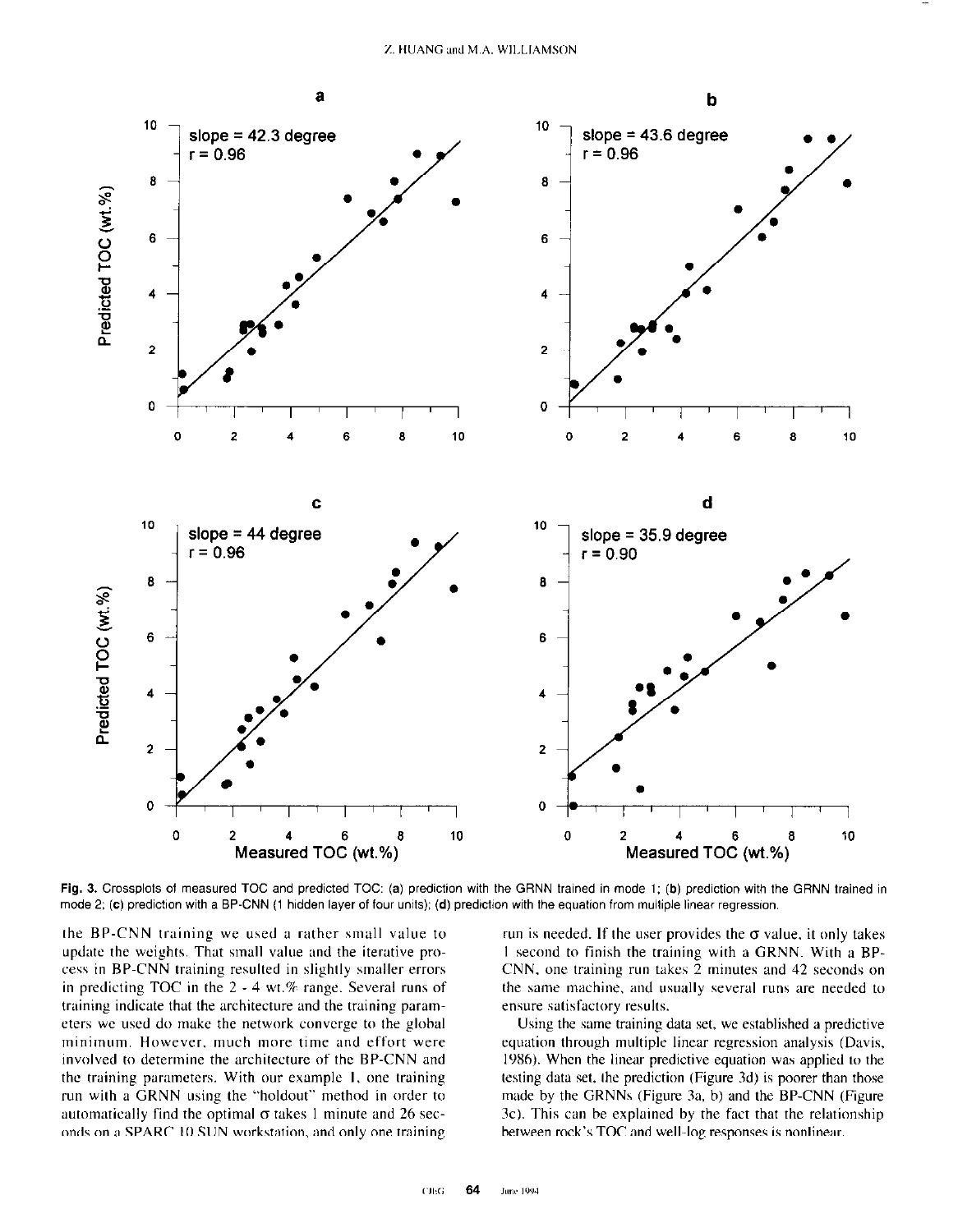**Fig. 3.** Crossplots of measured TOC and predicted TOC: (a) prediction with the GRNN trained in mode 1; (b) prediction with the GRNN trained in mode 2; (c) prediction with a BP-CNN (1 hidden layer of four units); (d) prediction with the equation from multiple linear regression.

the BP-CNN training we used a rather small value to update the weights. That small value and the iterative process in BP-CNN training resulted in slightly smaller errors in predicting TOC in the 2 - 4 wt.% range. Several runs of training indicate that the architecture and the training parameters we used do make the network converge to the global minimum. However, much more time and effort were involved to determine the architecture of the BP-CNN and the training parameters. With our example 1, one training run with a GRNN using the "holdout" method in order to automatically find the optimal σ takes 1 minute and 26 seconds on a SPARC 10 SUN workstation, and only one training run is needed. If the user provides the σ value, it only takes 1 second to finish the training with a GRNN. With a BP-CNN, one training run takes 2 minutes and 42 seconds on the same machine, and usually several runs are needed to ensure satisfactory results.

Using the same training data set, we established a predictive equation through multiple linear regression analysis (Davis, 1986). When the linear predictive equation was applied to the testing data set, the prediction (Figure 3d) is poorer than those made by the GRNNs (Figure 3a, b) and the BP-CNN (Figure 3c). This can be explained by the fact that the relationship between rock's TOC and well-log responses is nonlinear.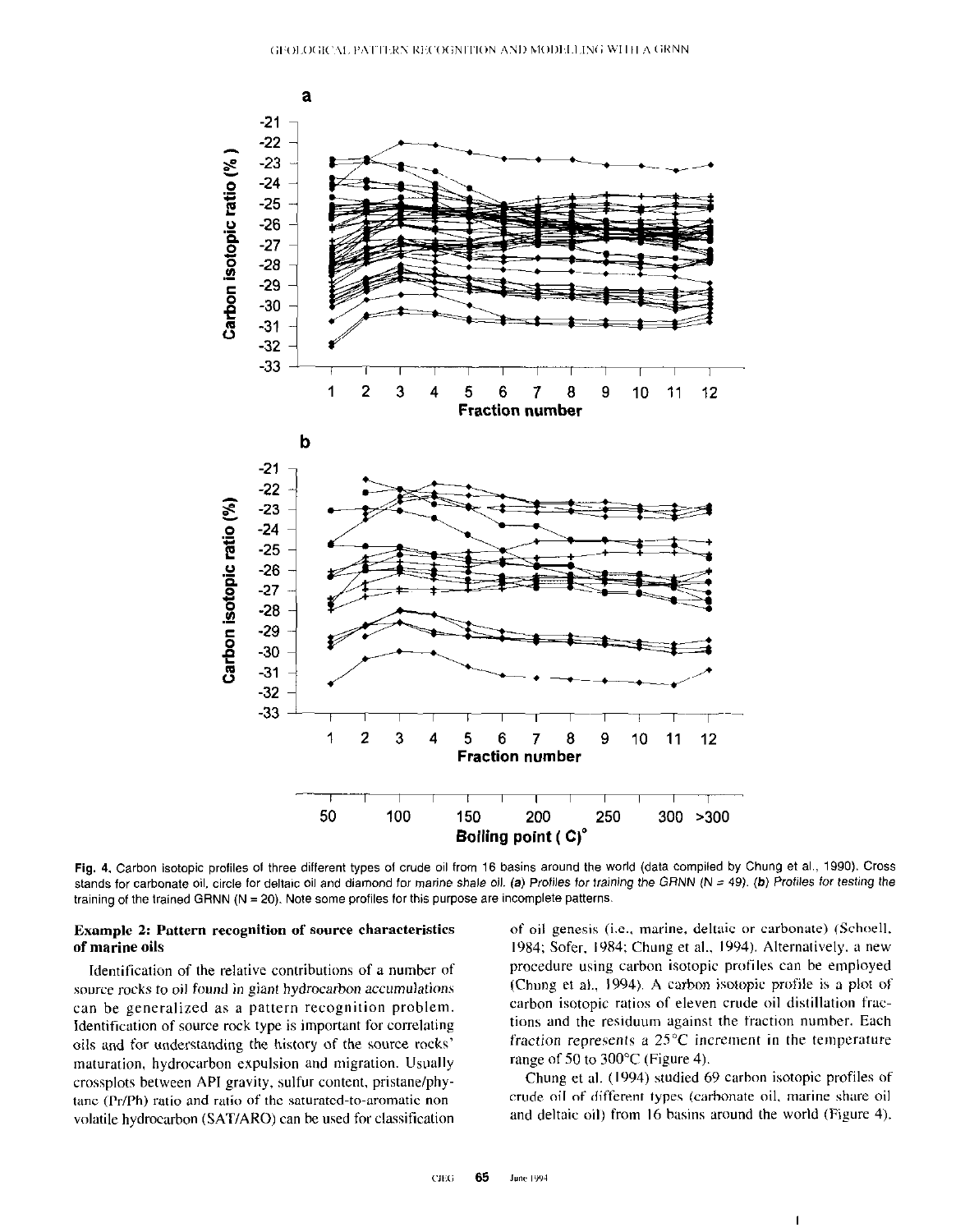**Fig. 4.** Carbon isotopic profiles of three different types of crude oil from 16 basins around the world (data compiled by Chung et al., 1990). Cross stands for carbonate oil, circle for deltaic oil and diamond for marine shale oil. *(a) Profiles for training the GRNN (N = 49). (b) Profiles for testing the training of the trained GRNN (N = 20). Note some profiles for this purpose are incomplete patterns.*

### Example 2: Pattern recognition of source characteristics of marine oils

Identification of the relative contributions of a number of source rocks to oil found in giant hydrocarbon accumulations can be generalized as a pattern recognition problem. Identification of source rock type is important for correlating oils and for understanding the history of the source rocks' maturation, hydrocarbon expulsion and migration. Usually crossplots between API gravity, sulfur content, pristane/phytane (Pr/Ph) ratio and ratio of the saturated-to-aromatic non volatile hydrocarbon (SAT/ARO) can be used for classification of oil genesis (i.e., marine, deltaic or carbonate) (Schoell, 1984; Sofer, 1984; Chung et al., 1994). Alternatively, a new procedure using carbon isotopic profiles can be employed (Chung et al., 1994). A carbon isotopic profile is a plot of carbon isotopic ratios of eleven crude oil distillation fractions and the residuum against the fraction number. Each fraction represents a 25°C increment in the temperature range of 50 to 300°C (Figure 4).

Chung et al. (1994) studied 69 carbon isotopic profiles of crude oil of different types (carbonate oil, marine share oil and deltaic oil) from 16 basins around the world (Figure 4).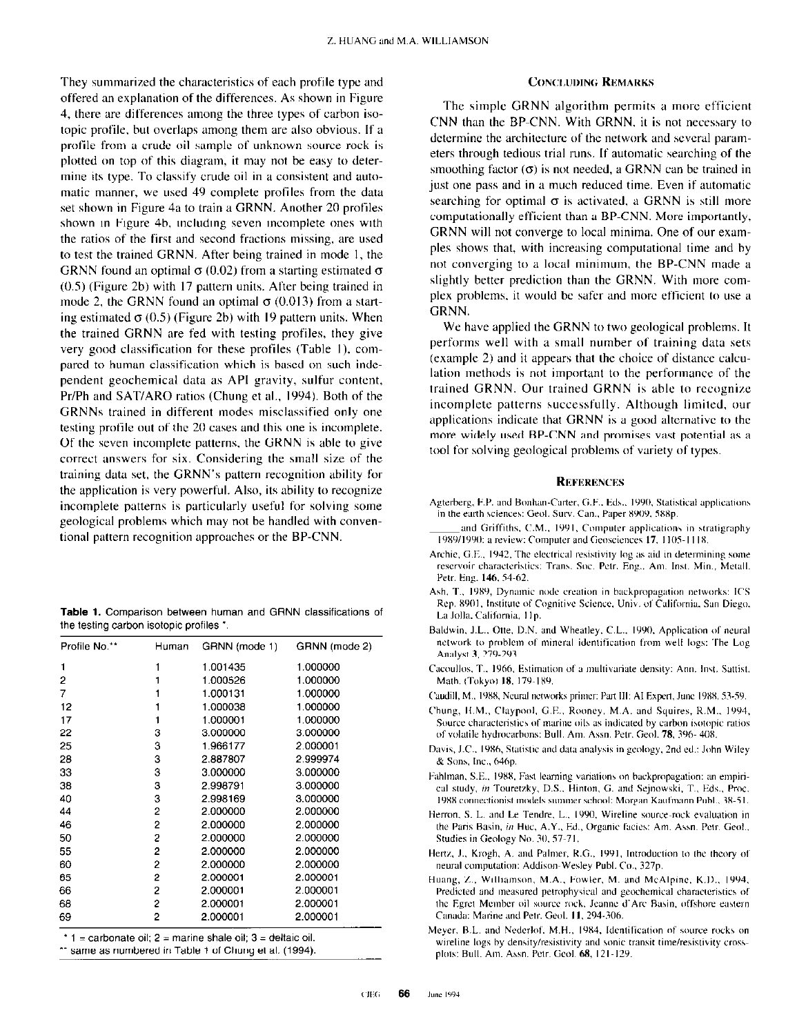They summarized the characteristics of each profile type and offered an explanation of the differences. As shown in Figure 4, there are differences among the three types of carbon isotopic profile, but overlaps among them are also obvious. If a profile from a crude oil sample of unknown source rock is plotted on top of this diagram, it may not be easy to determine its type. To classify crude oil in a consistent and automatic manner, we used 49 complete profiles from the data set shown in Figure 4a to train a GRNN. Another 20 profiles shown in Figure 4b, including seven incomplete ones with the ratios of the first and second fractions missing, are used to test the trained GRNN. After being trained in mode 1, the GRNN found an optimal σ (0.02) from a starting estimated σ (0.5) (Figure 2b) with 17 pattern units. After being trained in mode 2, the GRNN found an optimal σ (0.013) from a starting estimated σ (0.5) (Figure 2b) with 19 pattern units. When the trained GRNN are fed with testing profiles, they give very good classification for these profiles (Table 1), compared to human classification which is based on such independent geochemical data as API gravity, sulfur content, Pr/Ph and SAT/ARO ratios (Chung et al., 1994). Both of the GRNNs trained in different modes misclassified only one testing profile out of the 20 cases and this one is incomplete. Of the seven incomplete patterns, the GRNN is able to give correct answers for six. Considering the small size of the training data set, the GRNN's pattern recognition ability for the application is very powerful. Also, its ability to recognize incomplete patterns is particularly useful for solving some geological problems which may not be handled with conventional pattern recognition approaches or the BP-CNN.

**Table 1.** Comparison between human and GRNN classifications of the testing carbon isotopic profiles *.

| Profile No.** | Human | GRNN (mode 1) | GRNN (mode 2) |
|---|---|---|---|
| 1 | 1 | 1.001435 | 1.000000 |
| 2 | 1 | 1.000526 | 1.000000 |
| 7 | 1 | 1.000131 | 1.000000 |
| 12 | 1 | 1.000038 | 1.000000 |
| 17 | 1 | 1.000001 | 1.000000 |
| 22 | 3 | 3.000000 | 3.000000 |
| 25 | 3 | 1.966177 | 2.000001 |
| 28 | 3 | 2.887807 | 2.999974 |
| 33 | 3 | 3.000000 | 3.000000 |
| 38 | 3 | 2.998791 | 3.000000 |
| 40 | 3 | 2.998169 | 3.000000 |
| 44 | 2 | 2.000000 | 2.000000 |
| 46 | 2 | 2.000000 | 2.000000 |
| 50 | 2 | 2.000000 | 2.000000 |
| 55 | 2 | 2.000000 | 2.000000 |
| 60 | 2 | 2.000000 | 2.000000 |
| 65 | 2 | 2.000001 | 2.000001 |
| 66 | 2 | 2.000001 | 2.000001 |
| 68 | 2 | 2.000001 | 2.000001 |
| 69 | 2 | 2.000001 | 2.000001 |

\* 1 = carbonate oil; 2 = marine shale oil; 3 = deltaic oil.
** same as numbered in Table 1 of Chung et al. (1994).

## Concluding Remarks

The simple GRNN algorithm permits a more efficient CNN than the BP-CNN. With GRNN, it is not necessary to determine the architecture of the network and several parameters through tedious trial runs. If automatic searching of the smoothing factor (σ) is not needed, a GRNN can be trained in just one pass and in a much reduced time. Even if automatic searching for optimal σ is activated, a GRNN is still more computationally efficient than a BP-CNN. More importantly, GRNN will not converge to local minima. One of our examples shows that, with increasing computational time and by not converging to a local minimum, the BP-CNN made a slightly better prediction than the GRNN. With more complex problems, it would be safer and more efficient to use a GRNN.

We have applied the GRNN to two geological problems. It performs well with a small number of training data sets (example 2) and it appears that the choice of distance calculation methods is not important to the performance of the trained GRNN. Our trained GRNN is able to recognize incomplete patterns successfully. Although limited, our applications indicate that GRNN is a good alternative to the more widely used BP-CNN and promises vast potential as a tool for solving geological problems of variety of types.

## References

Agterberg, F.P. and Bonham-Carter, G.F., Eds., 1990, Statistical applications in the earth sciences: Geol. Surv. Can., Paper 8909, 588p.

_____ and Griffiths, C.M., 1991, Computer applications in stratigraphy 1989/1990: a review: Computer and Geosciences **17**, 1105-1118.

Archie, G.E., 1942, The electrical resistivity log as aid in determining some reservoir characteristics: Trans. Soc. Petr. Eng., Am. Inst. Min., Metall. Petr. Eng. **146**, 54-62.

Ash, T., 1989, Dynamic node creation in backpropagation networks: ICS Rep. 8901, Institute of Cognitive Science, Univ. of California, San Diego, La Jolla, California, 11p.

Baldwin, J.L., Otte, D.N. and Wheatley, C.L., 1990, Application of neural network to problem of mineral identification from well logs: The Log Analyst **3**, 279-293.

Cacoullos, T., 1966, Estimation of a multivariate density: Ann. Inst. Statist. Math. (Tokyo) **18**, 179-189.

Caudill, M., 1988, Neural networks primer: Part III: AI Expert, June 1988, 53-59.

Chung, H.M., Claypool, G.E., Rooney, M.A. and Squires, R.M., 1994, Source characteristics of marine oils as indicated by carbon isotopic ratios of volatile hydrocarbons: Bull. Am. Assn. Petr. Geol. **78**, 396-408.

Davis, J.C., 1986, Statistic and data analysis in geology, 2nd ed.: John Wiley & Sons, Inc., 646p.

Fahlman, S.E., 1988, Fast learning variations on backpropagation: an empirical study, *in* Touretzky, D.S., Hinton, G. and Sejnowski, T., Eds., Proc. 1988 connectionist models summer school: Morgan Kaufmann Publ., 38-51.

Herron, S. L. and Le Tendre, L., 1990, Wireline source-rock evaluation in the Paris Basin, *in* Huc, A.Y., Ed., Organic facies: Am. Assn. Petr. Geol., Studies in Geology No. 30, 57-71.

Hertz, J., Krogh, A. and Palmer, R.G., 1991, Introduction to the theory of neural computation: Addison-Wesley Publ. Co., 327p.

Huang, Z., Williamson, M.A., Fowler, M. and McAlpine, K.D., 1994, Predicted and measured petrophysical and geochemical characteristics of the Egret Member oil source rock, Jeanne d'Arc Basin, offshore eastern Canada: Marine and Petr. Geol. **11**, 294-306.

Meyer, B.L. and Nederlof, M.H., 1984, Identification of source rocks on wireline logs by density/resistivity and sonic transit time/resistivity crossplots: Bull. Am. Assn. Petr. Geol. **68**, 121-129.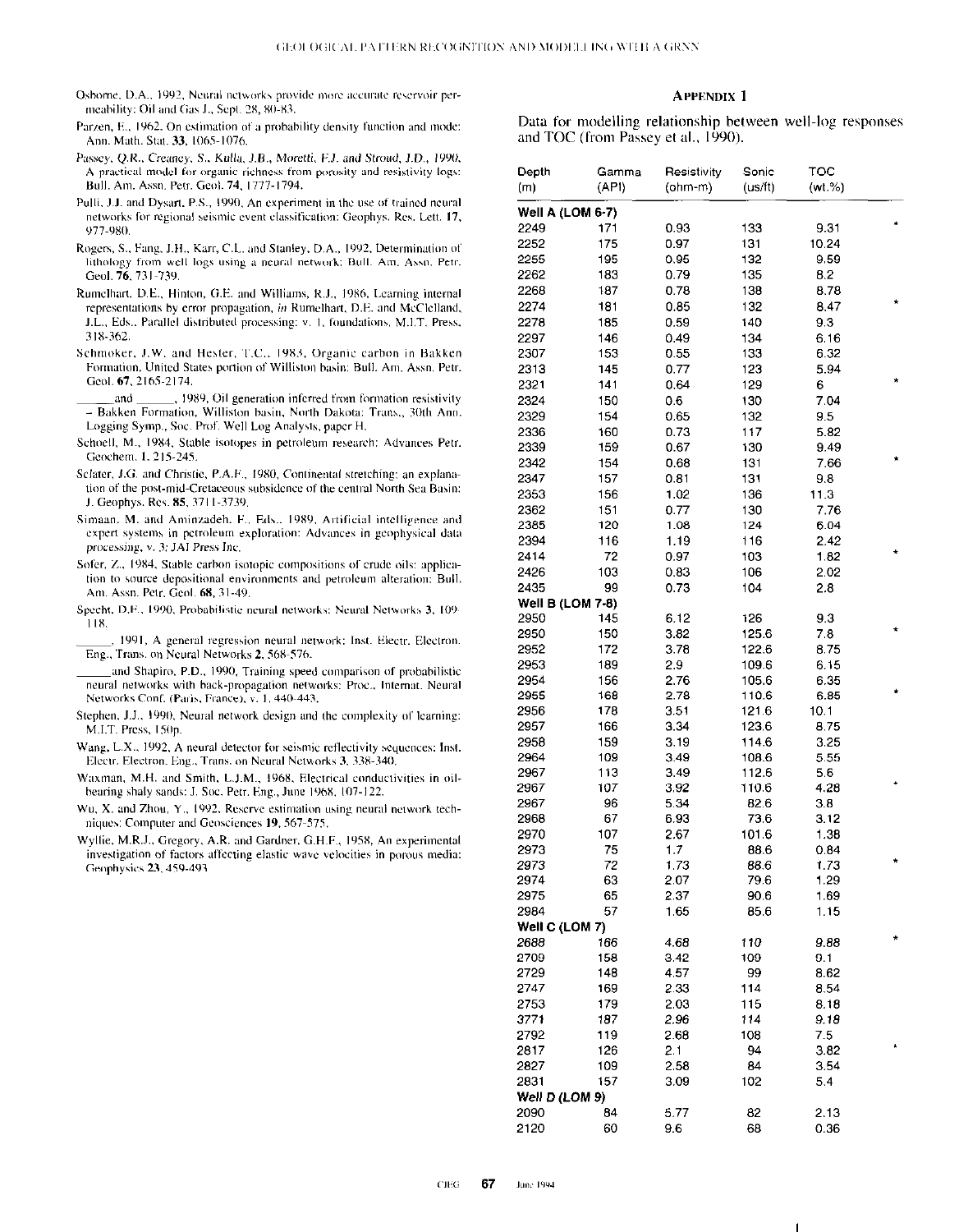Osborne, D.A., 1992, Neural networks provide more accurate reservoir permeability: Oil and Gas J., Sept. 28, 80-83.

Parzen, E., 1962, On estimation of a probability density function and mode: Ann. Math. Stat. **33**, 1065-1076.

Passey, Q.R., Creaney, S., Kulla, J.B., Moretti, F.J. and Stroud, J.D., 1990, A practical model for organic richness from porosity and resistivity logs: Bull. Am. Assn. Petr. Geol. **74**, 1777-1794.

Pulli, J.J. and Dysart, P.S., 1990, An experiment in the use of trained neural networks for regional seismic event classification: Geophys. Res. Lett. **17**, 977-980.

Rogers, S., Fang, J.H., Karr, C.L. and Stanley, D.A., 1992, Determination of lithology from well logs using a neural network: Bull. Am. Assn. Petr. Geol. **76**, 731-739.

Rumelhart, D.E., Hinton, G.E. and Williams, R.J., 1986, Learning internal representations by error propagation, *in* Rumelhart, D.E. and McClelland, J.L., Eds., Parallel distributed processing: v. 1, foundations, M.I.T. Press, 318-362.

Schmoker, J.W. and Hester, T.C., 1983, Organic carbon in Bakken Formation, United States portion of Williston basin: Bull. Am. Assn. Petr. Geol. **67**, 2165-2174.

\_\_\_\_\_\_ and \_\_\_\_\_\_, 1989, Oil generation inferred from formation resistivity – Bakken Formation, Williston basin, North Dakota: Trans., 30th Ann. Logging Symp., Soc. Prof. Well Log Analysts, paper H.

Schoell, M., 1984, Stable isotopes in petroleum research: Advances Petr. Geochem. **1**, 215-245.

Sclater, J.G. and Christie, P.A.F., 1980, Continental stretching: an explanation of the post-mid-Cretaceous subsidence of the central North Sea Basin: J. Geophys. Res. **85**, 3711-3739.

Simaan, M. and Aminzadeh, F., Eds., 1989, Artificial intelligence and expert systems in petroleum exploration: Advances in geophysical data processing, v. 3: JAI Press Inc.

Sofer, Z., 1984, Stable carbon isotopic compositions of crude oils: application to source depositional environments and petroleum alteration: Bull. Am. Assn. Petr. Geol. **68**, 31-49.

Specht, D.F., 1990, Probabilistic neural networks: Neural Networks **3**, 109-118.

\_\_\_\_\_\_, 1991, A general regression neural network: Inst. Electr. Electron. Eng., Trans. on Neural Networks **2**, 568-576.

\_\_\_\_\_\_ and Shapiro, P.D., 1990, Training speed comparison of probabilistic neural networks with back-propagation networks: Proc., Internat. Neural Networks Conf. (Paris, France), v. 1, 440-443.

Stephen, J.J., 1990, Neural network design and the complexity of learning: M.I.T. Press, 150p.

Wang, L.X., 1992, A neural detector for seismic reflectivity sequences: Inst. Electr. Electron. Eng., Trans. on Neural Networks **3**, 338-340.

Waxman, M.H. and Smith, L.J.M., 1968, Electrical conductivities in oil-bearing shaly sands: J. Soc. Petr. Eng., June 1968, 107-122.

Wu, X. and Zhou, Y., 1992, Reserve estimation using neural network techniques: Computer and Geosciences **19**, 567-575.

Wyllie, M.R.J., Gregory, A.R. and Gardner, G.H.F., 1958, An experimental investigation of factors affecting elastic wave velocities in porous media: Geophysics **23**, 459-493.

## Appendix 1

Data for modelling relationship between well-log responses and TOC (from Passey et al., 1990).

| Depth (m) | Gamma (API) | Resistivity (ohm-m) | Sonic (us/ft) | TOC (wt.%) | |
|---|---|---|---|---|---|
| **Well A (LOM 6-7)** | | | | | |
| 2249 | 171 | 0.93 | 133 | 9.31 | * |
| 2252 | 175 | 0.97 | 131 | 10.24 | |
| 2255 | 195 | 0.95 | 132 | 9.59 | |
| 2262 | 183 | 0.79 | 135 | 8.2 | |
| 2268 | 187 | 0.78 | 138 | 8.78 | |
| 2274 | 181 | 0.85 | 132 | 8.47 | * |
| 2278 | 185 | 0.59 | 140 | 9.3 | |
| 2297 | 146 | 0.49 | 134 | 6.16 | |
| 2307 | 153 | 0.55 | 133 | 6.32 | |
| 2313 | 145 | 0.77 | 123 | 5.94 | |
| 2321 | 141 | 0.64 | 129 | 6 | * |
| 2324 | 150 | 0.6 | 130 | 7.04 | |
| 2329 | 154 | 0.65 | 132 | 9.5 | |
| 2336 | 160 | 0.73 | 117 | 5.82 | |
| 2339 | 159 | 0.67 | 130 | 9.49 | |
| 2342 | 154 | 0.68 | 131 | 7.66 | * |
| 2347 | 157 | 0.81 | 131 | 9.8 | |
| 2353 | 156 | 1.02 | 136 | 11.3 | |
| 2362 | 151 | 0.77 | 130 | 7.76 | |
| 2385 | 120 | 1.08 | 124 | 6.04 | |
| 2394 | 116 | 1.19 | 116 | 2.42 | |
| 2414 | 72 | 0.97 | 103 | 1.82 | * |
| 2426 | 103 | 0.83 | 106 | 2.02 | |
| 2435 | 99 | 0.73 | 104 | 2.8 | |
| **Well B (LOM 7-8)** | | | | | |
| 2950 | 145 | 6.12 | 126 | 9.3 | |
| 2950 | 150 | 3.82 | 125.6 | 7.8 | * |
| 2952 | 172 | 3.78 | 122.6 | 8.75 | |
| 2953 | 189 | 2.9 | 109.6 | 6.15 | |
| 2954 | 156 | 2.76 | 105.6 | 6.35 | |
| 2955 | 168 | 2.78 | 110.6 | 6.85 | * |
| 2956 | 178 | 3.51 | 121.6 | 10.1 | |
| 2957 | 166 | 3.34 | 123.6 | 8.75 | |
| 2958 | 159 | 3.19 | 114.6 | 3.25 | |
| 2964 | 109 | 3.49 | 108.6 | 5.55 | |
| 2967 | 113 | 3.49 | 112.6 | 5.6 | |
| 2967 | 107 | 3.92 | 110.6 | 4.28 | * |
| 2967 | 96 | 5.34 | 82.6 | 3.8 | |
| 2968 | 67 | 6.93 | 73.6 | 3.12 | |
| 2970 | 107 | 2.67 | 101.6 | 1.38 | |
| 2973 | 75 | 1.7 | 88.6 | 0.84 | |
| 2973 | 72 | 1.73 | 88.6 | 1.73 | * |
| 2974 | 63 | 2.07 | 79.6 | 1.29 | |
| 2975 | 65 | 2.37 | 90.6 | 1.69 | |
| 2984 | 57 | 1.65 | 85.6 | 1.15 | |
| **Well C (LOM 7)** | | | | | |
| 2688 | 166 | 4.68 | 110 | 9.88 | * |
| 2709 | 158 | 3.42 | 109 | 9.1 | |
| 2729 | 148 | 4.57 | 99 | 8.62 | |
| 2747 | 169 | 2.33 | 114 | 8.54 | |
| 2753 | 179 | 2.03 | 115 | 8.18 | |
| 3771 | 187 | 2.96 | 114 | 9.18 | |
| 2792 | 119 | 2.68 | 108 | 7.5 | |
| 2817 | 126 | 2.1 | 94 | 3.82 | * |
| 2827 | 109 | 2.58 | 84 | 3.54 | |
| 2831 | 157 | 3.09 | 102 | 5.4 | |
| **Well D (LOM 9)** | | | | | |
| 2090 | 84 | 5.77 | 82 | 2.13 | |
| 2120 | 60 | 9.6 | 68 | 0.36 | |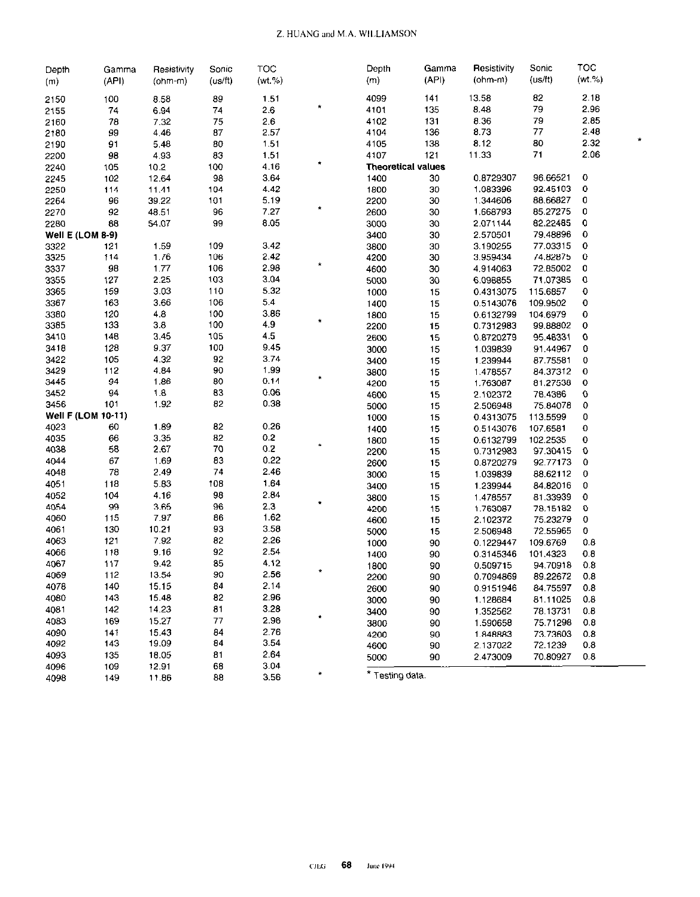| Depth (m) | Gamma (API) | Resistivity (ohm-m) | Sonic (us/ft) | TOC (wt.%) | |
|---|---|---|---|---|---|
| 2150 | 100 | 8.58 | 89 | 1.51 | |
| 2155 | 74 | 6.94 | 74 | 2.6 | * |
| 2160 | 78 | 7.32 | 75 | 2.6 | |
| 2180 | 99 | 4.46 | 87 | 2.57 | |
| 2190 | 91 | 5.48 | 80 | 1.51 | |
| 2200 | 98 | 4.93 | 83 | 1.51 | |
| 2240 | 105 | 10.2 | 100 | 4.16 | * |
| 2245 | 102 | 12.64 | 98 | 3.64 | |
| 2250 | 114 | 11.41 | 104 | 4.42 | |
| 2264 | 96 | 39.22 | 101 | 5.19 | |
| 2270 | 92 | 48.51 | 96 | 7.27 | * |
| 2280 | 88 | 54.07 | 99 | 8.05 | |
| **Well E (LOM 8-9)** | | | | | |
| 3322 | 121 | 1.59 | 109 | 3.42 | |
| 3325 | 114 | 1.76 | 106 | 2.42 | |
| 3337 | 98 | 1.77 | 106 | 2.98 | * |
| 3355 | 127 | 2.25 | 103 | 3.04 | |
| 3365 | 159 | 3.03 | 110 | 5.32 | |
| 3367 | 163 | 3.66 | 106 | 5.4 | |
| 3380 | 120 | 4.8 | 100 | 3.86 | |
| 3385 | 133 | 3.8 | 100 | 4.9 | * |
| 3410 | 148 | 3.45 | 105 | 4.5 | |
| 3418 | 128 | 9.37 | 100 | 9.45 | |
| 3422 | 105 | 4.32 | 92 | 3.74 | |
| 3429 | 112 | 4.84 | 90 | 1.99 | |
| 3445 | 94 | 1.86 | 80 | 0.14 | * |
| 3452 | 94 | 1.8 | 83 | 0.06 | |
| 3456 | 101 | 1.92 | 82 | 0.38 | |
| **Well F (LOM 10-11)** | | | | | |
| 4023 | 60 | 1.89 | 82 | 0.26 | |
| 4035 | 66 | 3.35 | 82 | 0.2 | |
| 4038 | 58 | 2.67 | 70 | 0.2 | * |
| 4044 | 67 | 1.69 | 83 | 0.22 | |
| 4048 | 78 | 2.49 | 74 | 2.46 | |
| 4051 | 118 | 5.83 | 108 | 1.64 | |
| 4052 | 104 | 4.16 | 98 | 2.84 | |
| 4054 | 99 | 3.65 | 96 | 2.3 | * |
| 4060 | 115 | 7.97 | 86 | 1.62 | |
| 4061 | 130 | 10.21 | 93 | 3.58 | |
| 4063 | 121 | 7.92 | 82 | 2.26 | |
| 4066 | 118 | 9.16 | 92 | 2.54 | |
| 4067 | 117 | 9.42 | 85 | 4.12 | |
| 4069 | 112 | 13.54 | 90 | 2.56 | * |
| 4078 | 140 | 15.15 | 84 | 2.14 | |
| 4080 | 143 | 15.48 | 82 | 2.96 | |
| 4081 | 142 | 14.23 | 81 | 3.28 | |
| 4083 | 169 | 15.27 | 77 | 2.96 | * |
| 4090 | 141 | 15.43 | 84 | 2.76 | |
| 4092 | 143 | 19.09 | 84 | 3.54 | |
| 4093 | 135 | 18.05 | 81 | 2.64 | |
| 4096 | 109 | 12.91 | 68 | 3.04 | |
| 4098 | 149 | 11.86 | 88 | 3.56 | * |
| 4099 | 141 | 13.58 | 82 | 2.18 | |
| 4101 | 135 | 8.48 | 79 | 2.96 | |
| 4102 | 131 | 8.36 | 79 | 2.85 | |
| 4104 | 136 | 8.73 | 77 | 2.48 | |
| 4105 | 138 | 8.12 | 80 | 2.32 | * |
| 4107 | 121 | 11.33 | 71 | 2.06 | |
| **Theoretical values** | | | | | |
| 1400 | 30 | 0.8729307 | 96.66521 | 0 | |
| 1800 | 30 | 1.083396 | 92.45103 | 0 | |
| 2200 | 30 | 1.344606 | 88.66827 | 0 | |
| 2600 | 30 | 1.668793 | 85.27275 | 0 | |
| 3000 | 30 | 2.071144 | 82.22485 | 0 | |
| 3400 | 30 | 2.570501 | 79.48896 | 0 | |
| 3800 | 30 | 3.190255 | 77.03315 | 0 | |
| 4200 | 30 | 3.959434 | 74.82875 | 0 | |
| 4600 | 30 | 4.914063 | 72.85002 | 0 | |
| 5000 | 30 | 6.098855 | 71.07385 | 0 | |
| 1000 | 15 | 0.4313075 | 115.6857 | 0 | |
| 1400 | 15 | 0.5143076 | 109.9502 | 0 | |
| 1800 | 15 | 0.6132799 | 104.6979 | 0 | |
| 2200 | 15 | 0.7312983 | 99.88802 | 0 | |
| 2600 | 15 | 0.8720279 | 95.48331 | 0 | |
| 3000 | 15 | 1.039839 | 91.44967 | 0 | |
| 3400 | 15 | 1.239944 | 87.75581 | 0 | |
| 3800 | 15 | 1.478557 | 84.37312 | 0 | |
| 4200 | 15 | 1.763087 | 81.27538 | 0 | |
| 4600 | 15 | 2.102372 | 78.4386 | 0 | |
| 5000 | 15 | 2.506948 | 75.84078 | 0 | |
| 1000 | 15 | 0.4313075 | 113.5599 | 0 | |
| 1400 | 15 | 0.5143076 | 107.6581 | 0 | |
| 1800 | 15 | 0.6132799 | 102.2535 | 0 | |
| 2200 | 15 | 0.7312983 | 97.30415 | 0 | |
| 2600 | 15 | 0.8720279 | 92.77173 | 0 | |
| 3000 | 15 | 1.039839 | 88.62112 | 0 | |
| 3400 | 15 | 1.239944 | 84.82016 | 0 | |
| 3800 | 15 | 1.478557 | 81.33939 | 0 | |
| 4200 | 15 | 1.763087 | 78.15182 | 0 | |
| 4600 | 15 | 2.102372 | 75.23279 | 0 | |
| 5000 | 15 | 2.506948 | 72.55965 | 0 | |
| 1000 | 90 | 0.1229447 | 109.6769 | 0.8 | |
| 1400 | 90 | 0.3145346 | 101.4323 | 0.8 | |
| 1800 | 90 | 0.509715 | 94.70918 | 0.8 | |
| 2200 | 90 | 0.7094869 | 89.22672 | 0.8 | |
| 2600 | 90 | 0.9151946 | 84.75597 | 0.8 | |
| 3000 | 90 | 1.128684 | 81.11025 | 0.8 | |
| 3400 | 90 | 1.352562 | 78.13731 | 0.8 | |
| 3800 | 90 | 1.590658 | 75.71298 | 0.8 | |
| 4200 | 90 | 1.848883 | 73.73603 | 0.8 | |
| 4600 | 90 | 2.137022 | 72.1239 | 0.8 | |
| 5000 | 90 | 2.473009 | 70.80927 | 0.8 | |

* Testing data.